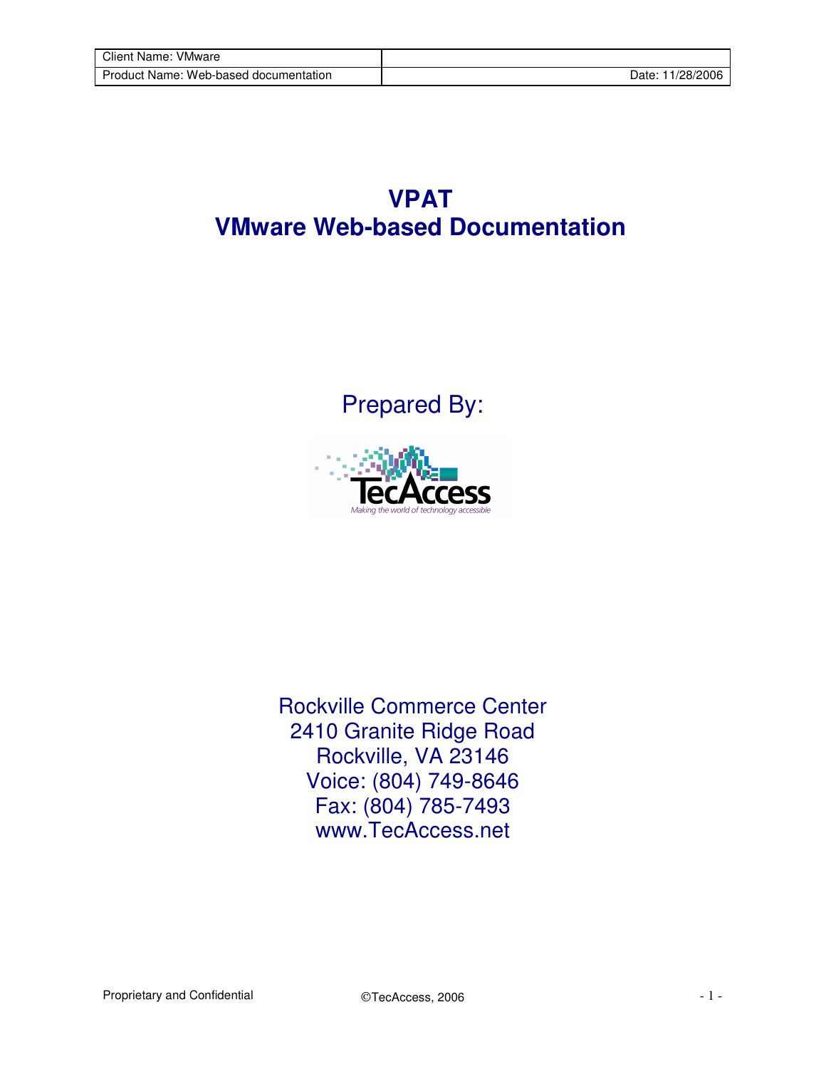| Client Name: VMware | |
| --- | --- |
| Product Name: Web-based documentation | Date: 11/28/2006 |

# VPAT
# VMware Web-based Documentation

Prepared By:

TecAccess
*Making the world of technology accessible*

Rockville Commerce Center
2410 Granite Ridge Road
Rockville, VA 23146
Voice: (804) 749-8646
Fax: (804) 785-7493
www.TecAccess.net

Proprietary and Confidential ©TecAccess, 2006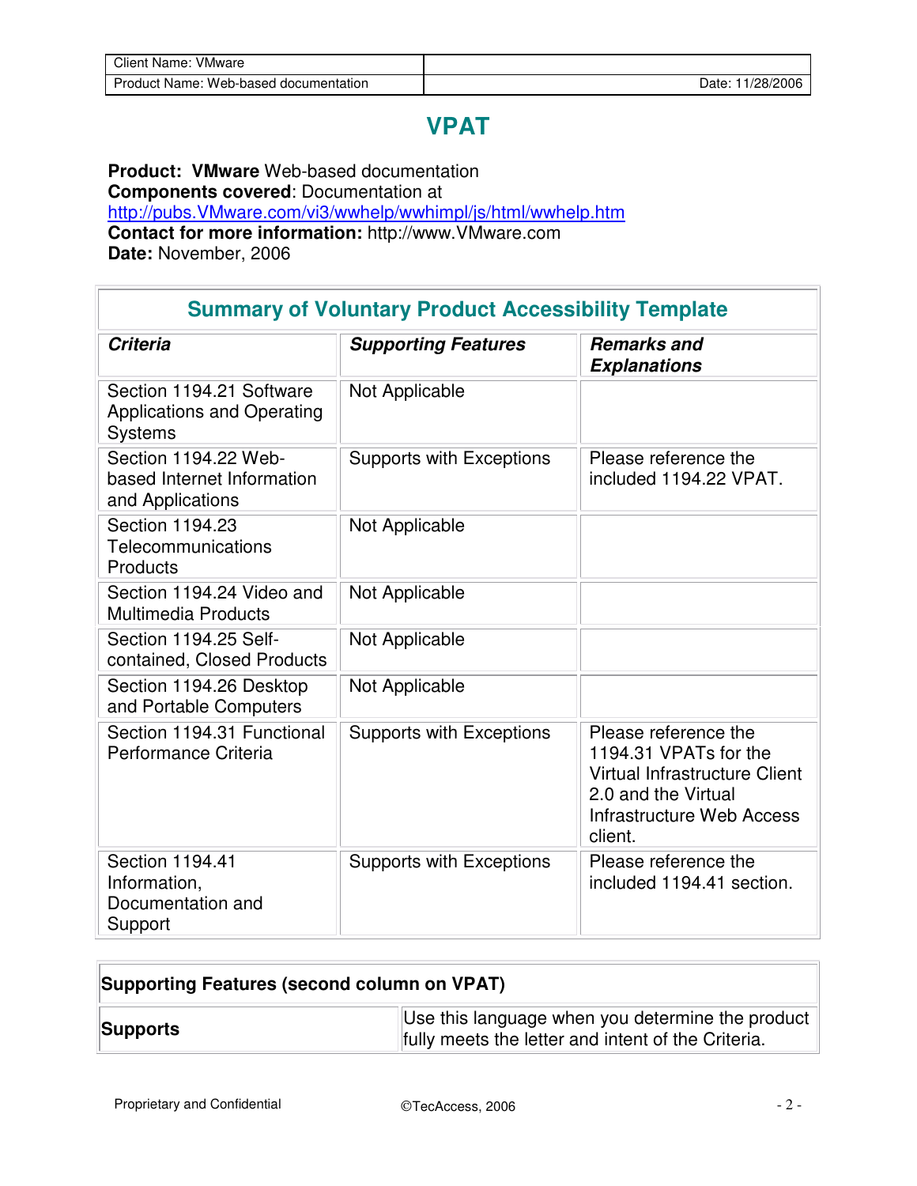| Client Name: VMware | |
| --- | --- |
| Product Name: Web-based documentation | Date: 11/28/2006 |

# VPAT

**Product: VMware** Web-based documentation
**Components covered**: Documentation at
http://pubs.VMware.com/vi3/wwhelp/wwhimpl/js/html/wwhelp.htm
**Contact for more information:** http://www.VMware.com
**Date:** November, 2006

## Summary of Voluntary Product Accessibility Template

| ***Criteria*** | ***Supporting Features*** | ***Remarks and Explanations*** |
| --- | --- | --- |
| Section 1194.21 Software Applications and Operating Systems | Not Applicable | |
| Section 1194.22 Web-based Internet Information and Applications | Supports with Exceptions | Please reference the included 1194.22 VPAT. |
| Section 1194.23 Telecommunications Products | Not Applicable | |
| Section 1194.24 Video and Multimedia Products | Not Applicable | |
| Section 1194.25 Self-contained, Closed Products | Not Applicable | |
| Section 1194.26 Desktop and Portable Computers | Not Applicable | |
| Section 1194.31 Functional Performance Criteria | Supports with Exceptions | Please reference the 1194.31 VPATs for the Virtual Infrastructure Client 2.0 and the Virtual Infrastructure Web Access client. |
| Section 1194.41 Information, Documentation and Support | Supports with Exceptions | Please reference the included 1194.41 section. |

| **Supporting Features (second column on VPAT)** | |
| --- | --- |
| **Supports** | Use this language when you determine the product fully meets the letter and intent of the Criteria. |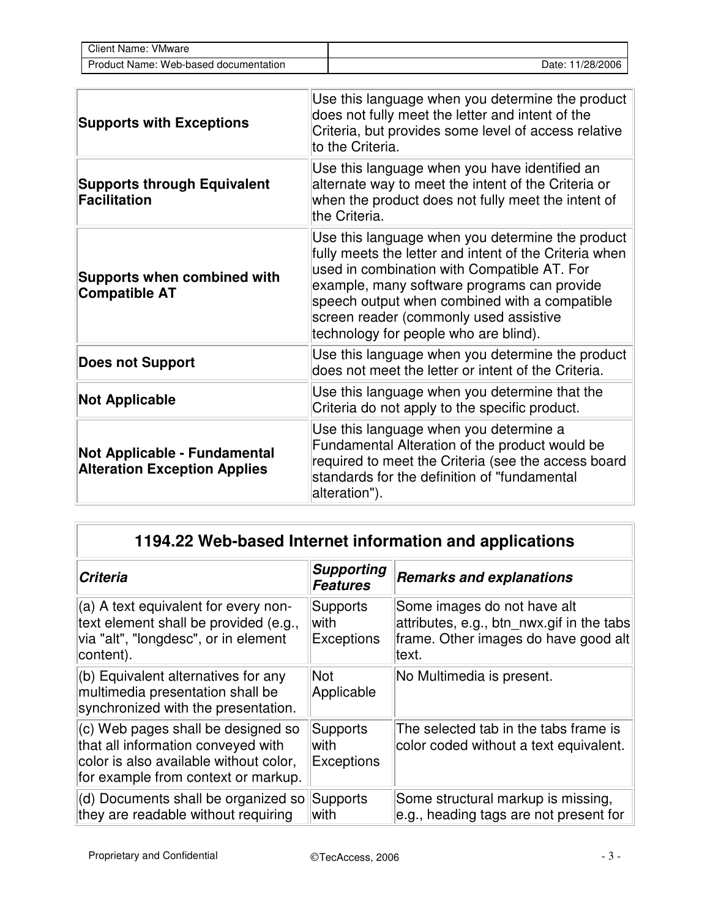| | |
|---|---|
| **Supports with Exceptions** | Use this language when you determine the product does not fully meet the letter and intent of the Criteria, but provides some level of access relative to the Criteria. |
| **Supports through Equivalent Facilitation** | Use this language when you have identified an alternate way to meet the intent of the Criteria or when the product does not fully meet the intent of the Criteria. |
| **Supports when combined with Compatible AT** | Use this language when you determine the product fully meets the letter and intent of the Criteria when used in combination with Compatible AT. For example, many software programs can provide speech output when combined with a compatible screen reader (commonly used assistive technology for people who are blind). |
| **Does not Support** | Use this language when you determine the product does not meet the letter or intent of the Criteria. |
| **Not Applicable** | Use this language when you determine that the Criteria do not apply to the specific product. |
| **Not Applicable - Fundamental Alteration Exception Applies** | Use this language when you determine a Fundamental Alteration of the product would be required to meet the Criteria (see the access board standards for the definition of "fundamental alteration"). |

## 1194.22 Web-based Internet information and applications

| ***Criteria*** | ***Supporting Features*** | ***Remarks and explanations*** |
|---|---|---|
| (a) A text equivalent for every non-text element shall be provided (e.g., via "alt", "longdesc", or in element content). | Supports with Exceptions | Some images do not have alt attributes, e.g., btn_nwx.gif in the tabs frame. Other images do have good alt text. |
| (b) Equivalent alternatives for any multimedia presentation shall be synchronized with the presentation. | Not Applicable | No Multimedia is present. |
| (c) Web pages shall be designed so that all information conveyed with color is also available without color, for example from context or markup. | Supports with Exceptions | The selected tab in the tabs frame is color coded without a text equivalent. |
| (d) Documents shall be organized so they are readable without requiring | Supports with | Some structural markup is missing, e.g., heading tags are not present for |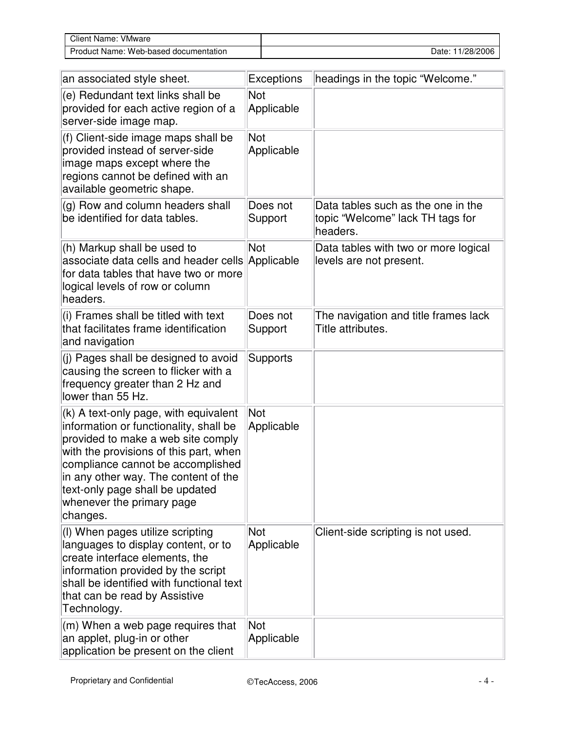| | | |
|---|---|---|
| an associated style sheet. | Exceptions | headings in the topic “Welcome.” |
| (e) Redundant text links shall be provided for each active region of a server-side image map. | Not Applicable | |
| (f) Client-side image maps shall be provided instead of server-side image maps except where the regions cannot be defined with an available geometric shape. | Not Applicable | |
| (g) Row and column headers shall be identified for data tables. | Does not Support | Data tables such as the one in the topic “Welcome” lack TH tags for headers. |
| (h) Markup shall be used to associate data cells and header cells for data tables that have two or more logical levels of row or column headers. | Not Applicable | Data tables with two or more logical levels are not present. |
| (i) Frames shall be titled with text that facilitates frame identification and navigation | Does not Support | The navigation and title frames lack Title attributes. |
| (j) Pages shall be designed to avoid causing the screen to flicker with a frequency greater than 2 Hz and lower than 55 Hz. | Supports | |
| (k) A text-only page, with equivalent information or functionality, shall be provided to make a web site comply with the provisions of this part, when compliance cannot be accomplished in any other way. The content of the text-only page shall be updated whenever the primary page changes. | Not Applicable | |
| (l) When pages utilize scripting languages to display content, or to create interface elements, the information provided by the script shall be identified with functional text that can be read by Assistive Technology. | Not Applicable | Client-side scripting is not used. |
| (m) When a web page requires that an applet, plug-in or other application be present on the client | Not Applicable | |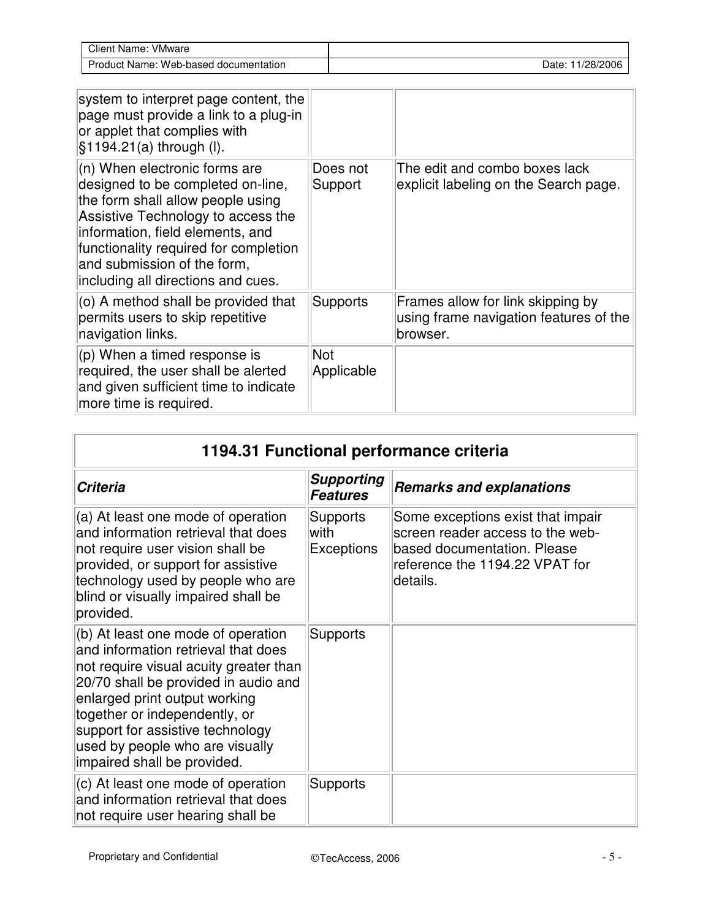| | | |
|---|---|---|
| system to interpret page content, the page must provide a link to a plug-in or applet that complies with §1194.21(a) through (l). | | |
| (n) When electronic forms are designed to be completed on-line, the form shall allow people using Assistive Technology to access the information, field elements, and functionality required for completion and submission of the form, including all directions and cues. | Does not Support | The edit and combo boxes lack explicit labeling on the Search page. |
| (o) A method shall be provided that permits users to skip repetitive navigation links. | Supports | Frames allow for link skipping by using frame navigation features of the browser. |
| (p) When a timed response is required, the user shall be alerted and given sufficient time to indicate more time is required. | Not Applicable | |

## 1194.31 Functional performance criteria

| ***Criteria*** | ***Supporting Features*** | ***Remarks and explanations*** |
|---|---|---|
| (a) At least one mode of operation and information retrieval that does not require user vision shall be provided, or support for assistive technology used by people who are blind or visually impaired shall be provided. | Supports with Exceptions | Some exceptions exist that impair screen reader access to the web-based documentation. Please reference the 1194.22 VPAT for details. |
| (b) At least one mode of operation and information retrieval that does not require visual acuity greater than 20/70 shall be provided in audio and enlarged print output working together or independently, or support for assistive technology used by people who are visually impaired shall be provided. | Supports | |
| (c) At least one mode of operation and information retrieval that does not require user hearing shall be | Supports | |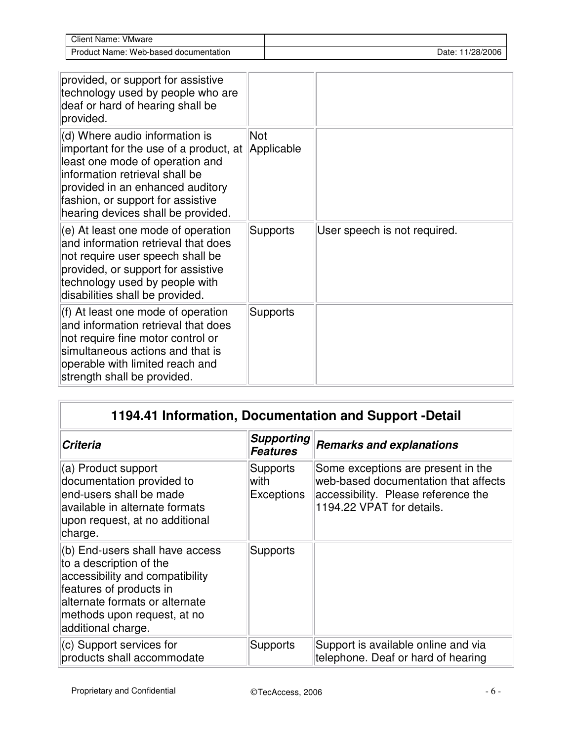| | | |
|---|---|---|
| provided, or support for assistive technology used by people who are deaf or hard of hearing shall be provided. | | |
| (d) Where audio information is important for the use of a product, at least one mode of operation and information retrieval shall be provided in an enhanced auditory fashion, or support for assistive hearing devices shall be provided. | Not Applicable | |
| (e) At least one mode of operation and information retrieval that does not require user speech shall be provided, or support for assistive technology used by people with disabilities shall be provided. | Supports | User speech is not required. |
| (f) At least one mode of operation and information retrieval that does not require fine motor control or simultaneous actions and that is operable with limited reach and strength shall be provided. | Supports | |

| 1194.41 Information, Documentation and Support -Detail | | |
|---|---|---|
| ***Criteria*** | ***Supporting Features*** | ***Remarks and explanations*** |
| (a) Product support documentation provided to end-users shall be made available in alternate formats upon request, at no additional charge. | Supports with Exceptions | Some exceptions are present in the web-based documentation that affects accessibility. Please reference the 1194.22 VPAT for details. |
| (b) End-users shall have access to a description of the accessibility and compatibility features of products in alternate formats or alternate methods upon request, at no additional charge. | Supports | |
| (c) Support services for products shall accommodate | Supports | Support is available online and via telephone. Deaf or hard of hearing |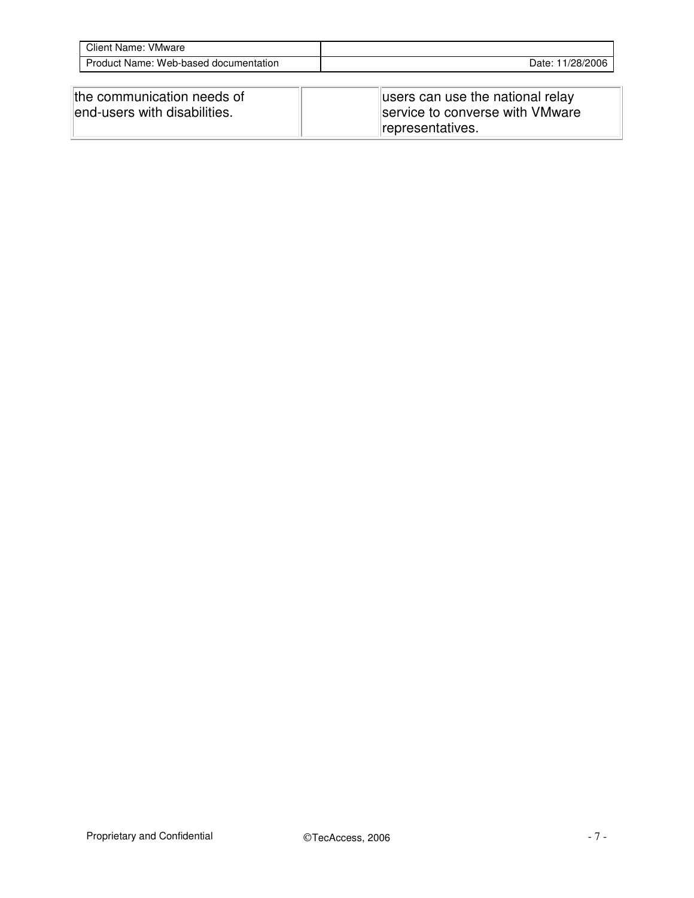| | | |
|---|---|---|
| the communication needs of end-users with disabilities. | | users can use the national relay service to converse with VMware representatives. |